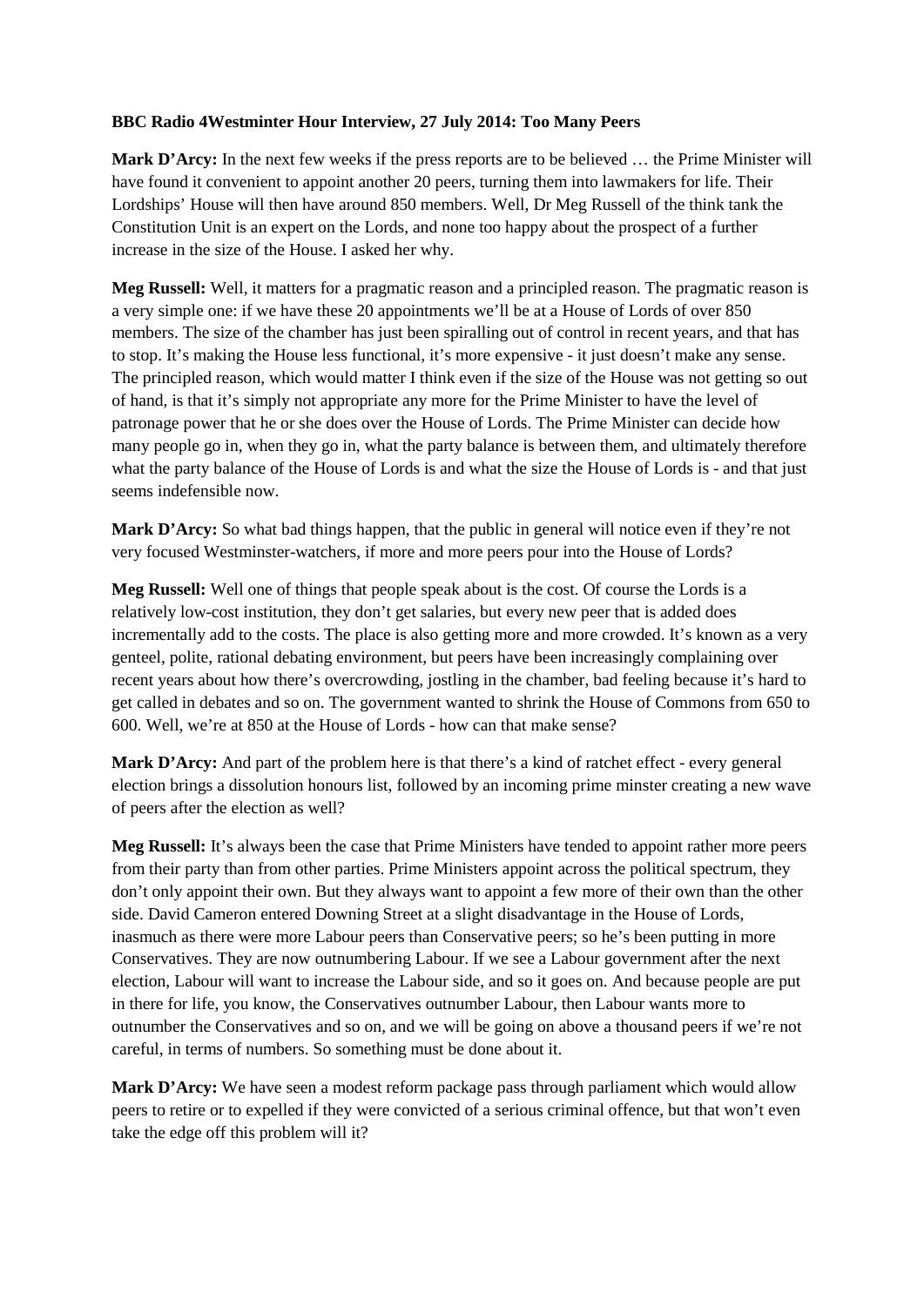**BBC Radio 4Westminter Hour Interview, 27 July 2014: Too Many Peers**

**Mark D'Arcy:** In the next few weeks if the press reports are to be believed … the Prime Minister will have found it convenient to appoint another 20 peers, turning them into lawmakers for life. Their Lordships' House will then have around 850 members. Well, Dr Meg Russell of the think tank the Constitution Unit is an expert on the Lords, and none too happy about the prospect of a further increase in the size of the House. I asked her why.

**Meg Russell:** Well, it matters for a pragmatic reason and a principled reason. The pragmatic reason is a very simple one: if we have these 20 appointments we'll be at a House of Lords of over 850 members. The size of the chamber has just been spiralling out of control in recent years, and that has to stop. It's making the House less functional, it's more expensive - it just doesn't make any sense. The principled reason, which would matter I think even if the size of the House was not getting so out of hand, is that it's simply not appropriate any more for the Prime Minister to have the level of patronage power that he or she does over the House of Lords. The Prime Minister can decide how many people go in, when they go in, what the party balance is between them, and ultimately therefore what the party balance of the House of Lords is and what the size the House of Lords is - and that just seems indefensible now.

**Mark D'Arcy:** So what bad things happen, that the public in general will notice even if they're not very focused Westminster-watchers, if more and more peers pour into the House of Lords?

**Meg Russell:** Well one of things that people speak about is the cost. Of course the Lords is a relatively low-cost institution, they don't get salaries, but every new peer that is added does incrementally add to the costs. The place is also getting more and more crowded. It's known as a very genteel, polite, rational debating environment, but peers have been increasingly complaining over recent years about how there's overcrowding, jostling in the chamber, bad feeling because it's hard to get called in debates and so on. The government wanted to shrink the House of Commons from 650 to 600. Well, we're at 850 at the House of Lords - how can that make sense?

**Mark D'Arcy:** And part of the problem here is that there's a kind of ratchet effect - every general election brings a dissolution honours list, followed by an incoming prime minster creating a new wave of peers after the election as well?

**Meg Russell:** It's always been the case that Prime Ministers have tended to appoint rather more peers from their party than from other parties. Prime Ministers appoint across the political spectrum, they don't only appoint their own. But they always want to appoint a few more of their own than the other side. David Cameron entered Downing Street at a slight disadvantage in the House of Lords, inasmuch as there were more Labour peers than Conservative peers; so he's been putting in more Conservatives. They are now outnumbering Labour. If we see a Labour government after the next election, Labour will want to increase the Labour side, and so it goes on. And because people are put in there for life, you know, the Conservatives outnumber Labour, then Labour wants more to outnumber the Conservatives and so on, and we will be going on above a thousand peers if we're not careful, in terms of numbers. So something must be done about it.

**Mark D'Arcy:** We have seen a modest reform package pass through parliament which would allow peers to retire or to expelled if they were convicted of a serious criminal offence, but that won't even take the edge off this problem will it?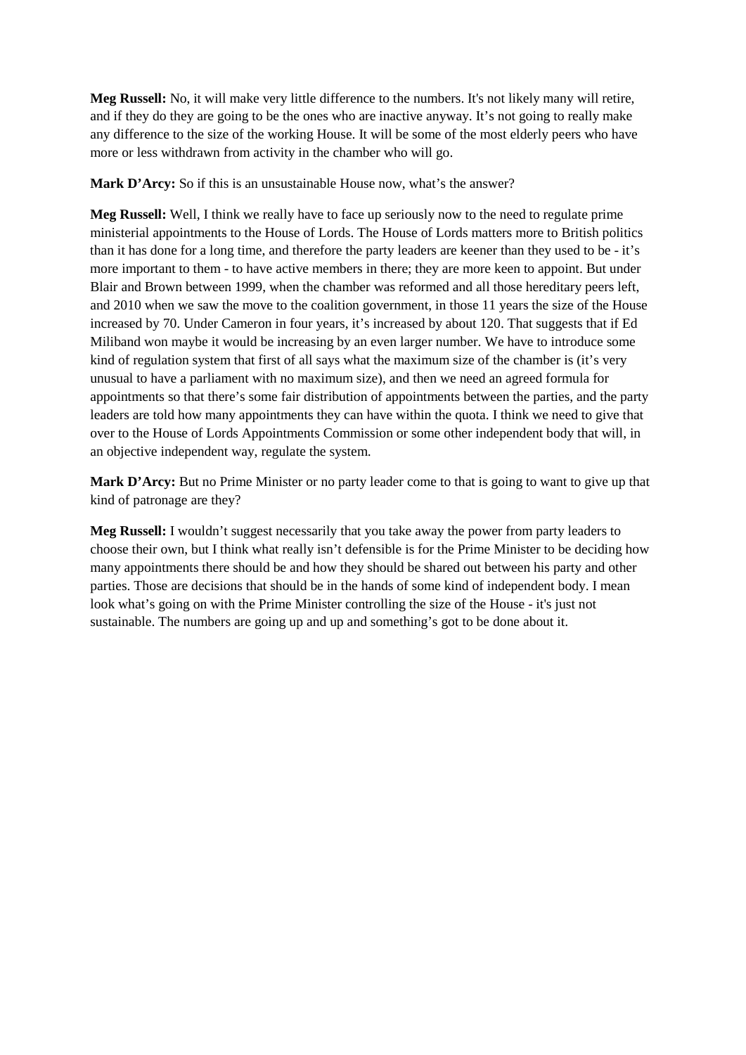**Meg Russell:** No, it will make very little difference to the numbers. It's not likely many will retire, and if they do they are going to be the ones who are inactive anyway. It's not going to really make any difference to the size of the working House. It will be some of the most elderly peers who have more or less withdrawn from activity in the chamber who will go.

**Mark D'Arcy:** So if this is an unsustainable House now, what's the answer?

**Meg Russell:** Well, I think we really have to face up seriously now to the need to regulate prime ministerial appointments to the House of Lords. The House of Lords matters more to British politics than it has done for a long time, and therefore the party leaders are keener than they used to be - it's more important to them - to have active members in there; they are more keen to appoint. But under Blair and Brown between 1999, when the chamber was reformed and all those hereditary peers left, and 2010 when we saw the move to the coalition government, in those 11 years the size of the House increased by 70. Under Cameron in four years, it's increased by about 120. That suggests that if Ed Miliband won maybe it would be increasing by an even larger number. We have to introduce some kind of regulation system that first of all says what the maximum size of the chamber is (it's very unusual to have a parliament with no maximum size), and then we need an agreed formula for appointments so that there's some fair distribution of appointments between the parties, and the party leaders are told how many appointments they can have within the quota. I think we need to give that over to the House of Lords Appointments Commission or some other independent body that will, in an objective independent way, regulate the system.

**Mark D'Arcy:** But no Prime Minister or no party leader come to that is going to want to give up that kind of patronage are they?

**Meg Russell:** I wouldn't suggest necessarily that you take away the power from party leaders to choose their own, but I think what really isn't defensible is for the Prime Minister to be deciding how many appointments there should be and how they should be shared out between his party and other parties. Those are decisions that should be in the hands of some kind of independent body. I mean look what's going on with the Prime Minister controlling the size of the House - it's just not sustainable. The numbers are going up and up and something's got to be done about it.